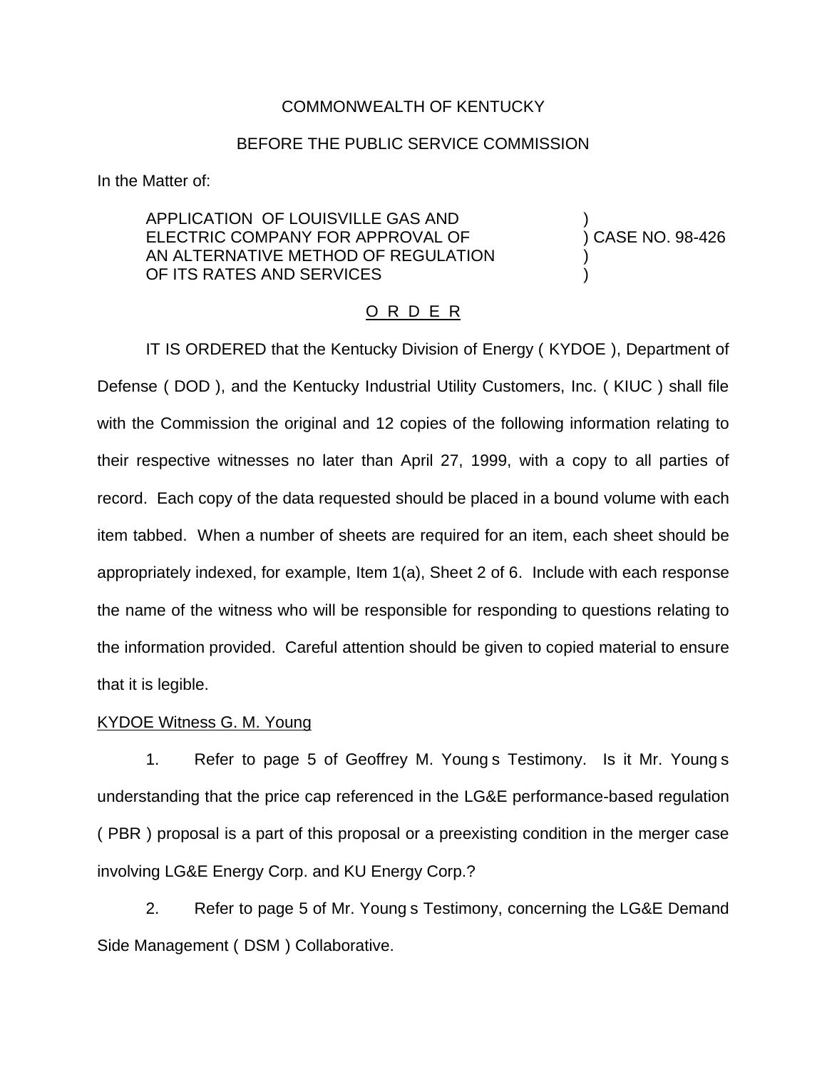COMMONWEALTH OF KENTUCKY

BEFORE THE PUBLIC SERVICE COMMISSION

In the Matter of:

| | |
|---|---|
| APPLICATION OF LOUISVILLE GAS AND ELECTRIC COMPANY FOR APPROVAL OF AN ALTERNATIVE METHOD OF REGULATION OF ITS RATES AND SERVICES | ) CASE NO. 98-426 |

O R D E R

IT IS ORDERED that the Kentucky Division of Energy ( KYDOE ), Department of Defense ( DOD ), and the Kentucky Industrial Utility Customers, Inc. ( KIUC ) shall file with the Commission the original and 12 copies of the following information relating to their respective witnesses no later than April 27, 1999, with a copy to all parties of record. Each copy of the data requested should be placed in a bound volume with each item tabbed. When a number of sheets are required for an item, each sheet should be appropriately indexed, for example, Item 1(a), Sheet 2 of 6. Include with each response the name of the witness who will be responsible for responding to questions relating to the information provided. Careful attention should be given to copied material to ensure that it is legible.

KYDOE Witness G. M. Young

1. Refer to page 5 of Geoffrey M. Young s Testimony. Is it Mr. Young s understanding that the price cap referenced in the LG&E performance-based regulation ( PBR ) proposal is a part of this proposal or a preexisting condition in the merger case involving LG&E Energy Corp. and KU Energy Corp.?

2. Refer to page 5 of Mr. Young s Testimony, concerning the LG&E Demand Side Management ( DSM ) Collaborative.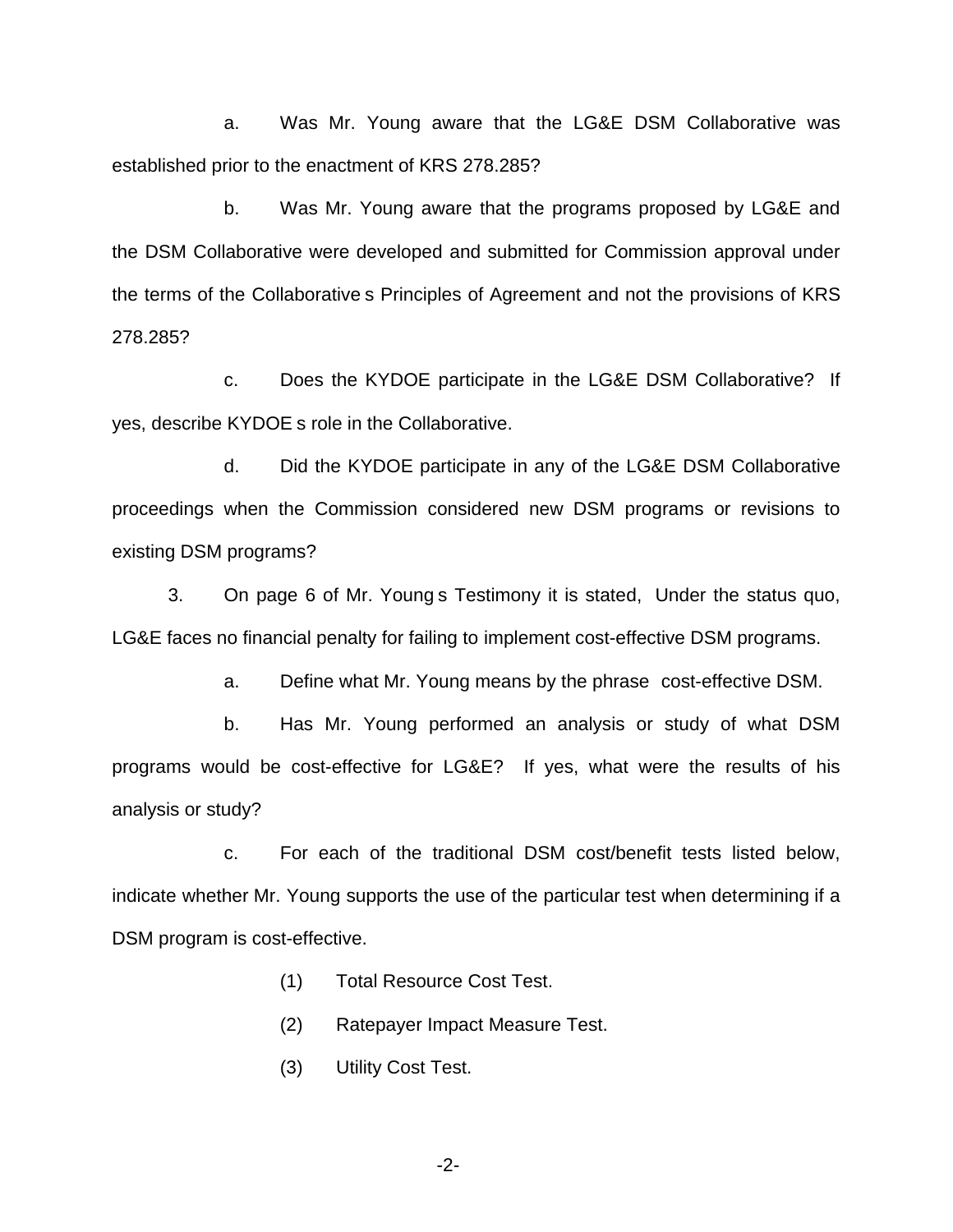a. Was Mr. Young aware that the LG&E DSM Collaborative was established prior to the enactment of KRS 278.285?

b. Was Mr. Young aware that the programs proposed by LG&E and the DSM Collaborative were developed and submitted for Commission approval under the terms of the Collaborative s Principles of Agreement and not the provisions of KRS 278.285?

c. Does the KYDOE participate in the LG&E DSM Collaborative? If yes, describe KYDOE s role in the Collaborative.

d. Did the KYDOE participate in any of the LG&E DSM Collaborative proceedings when the Commission considered new DSM programs or revisions to existing DSM programs?

3. On page 6 of Mr. Young s Testimony it is stated, Under the status quo, LG&E faces no financial penalty for failing to implement cost-effective DSM programs.

a. Define what Mr. Young means by the phrase cost-effective DSM.

b. Has Mr. Young performed an analysis or study of what DSM programs would be cost-effective for LG&E? If yes, what were the results of his analysis or study?

c. For each of the traditional DSM cost/benefit tests listed below, indicate whether Mr. Young supports the use of the particular test when determining if a DSM program is cost-effective.

(1) Total Resource Cost Test.

(2) Ratepayer Impact Measure Test.

(3) Utility Cost Test.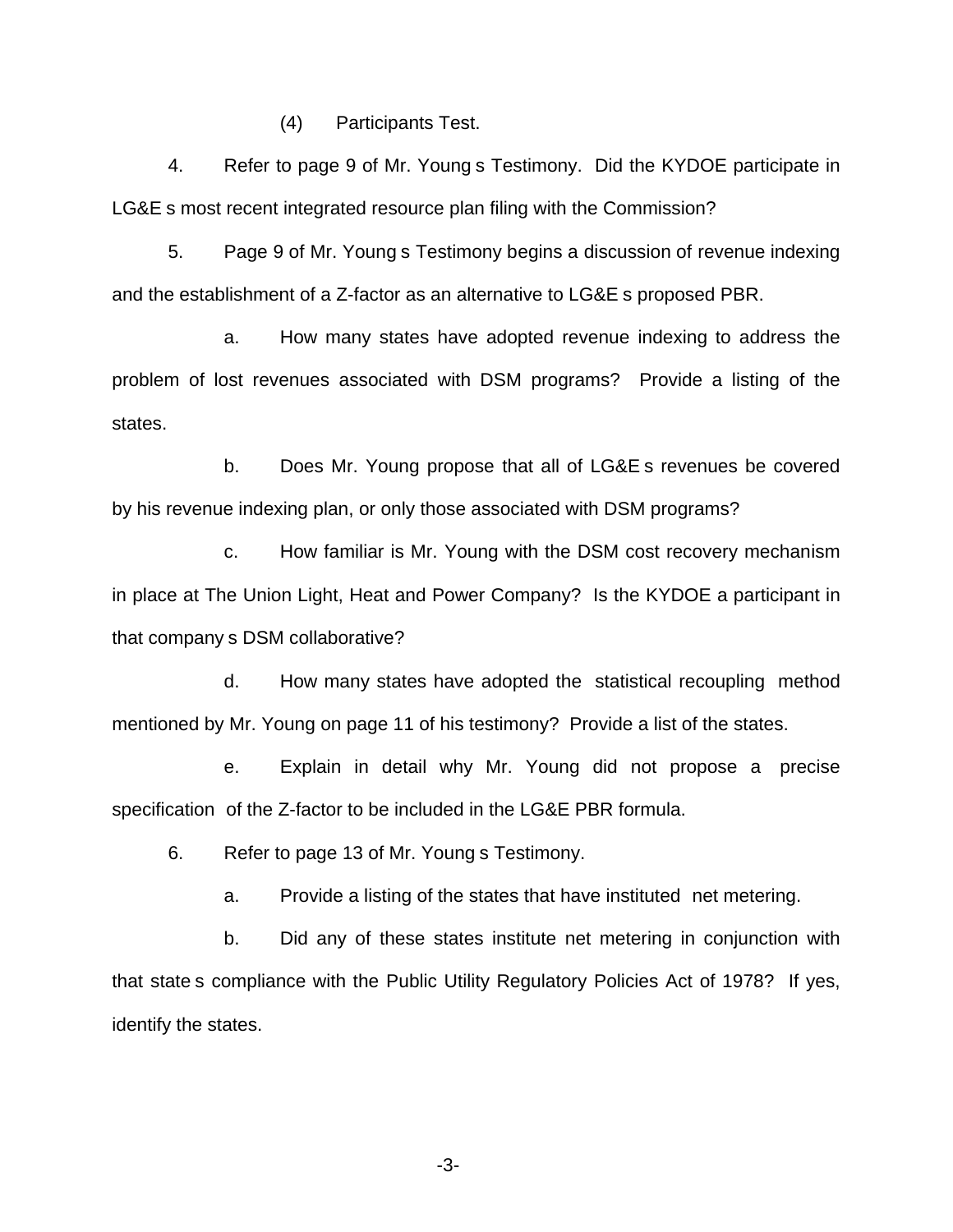(4) Participants Test.

4. Refer to page 9 of Mr. Young s Testimony. Did the KYDOE participate in LG&E s most recent integrated resource plan filing with the Commission?

5. Page 9 of Mr. Young s Testimony begins a discussion of revenue indexing and the establishment of a Z-factor as an alternative to LG&E s proposed PBR.

a. How many states have adopted revenue indexing to address the problem of lost revenues associated with DSM programs? Provide a listing of the states.

b. Does Mr. Young propose that all of LG&E s revenues be covered by his revenue indexing plan, or only those associated with DSM programs?

c. How familiar is Mr. Young with the DSM cost recovery mechanism in place at The Union Light, Heat and Power Company? Is the KYDOE a participant in that company s DSM collaborative?

d. How many states have adopted the statistical recoupling method mentioned by Mr. Young on page 11 of his testimony? Provide a list of the states.

e. Explain in detail why Mr. Young did not propose a precise specification of the Z-factor to be included in the LG&E PBR formula.

6. Refer to page 13 of Mr. Young s Testimony.

a. Provide a listing of the states that have instituted net metering.

b. Did any of these states institute net metering in conjunction with that state s compliance with the Public Utility Regulatory Policies Act of 1978? If yes, identify the states.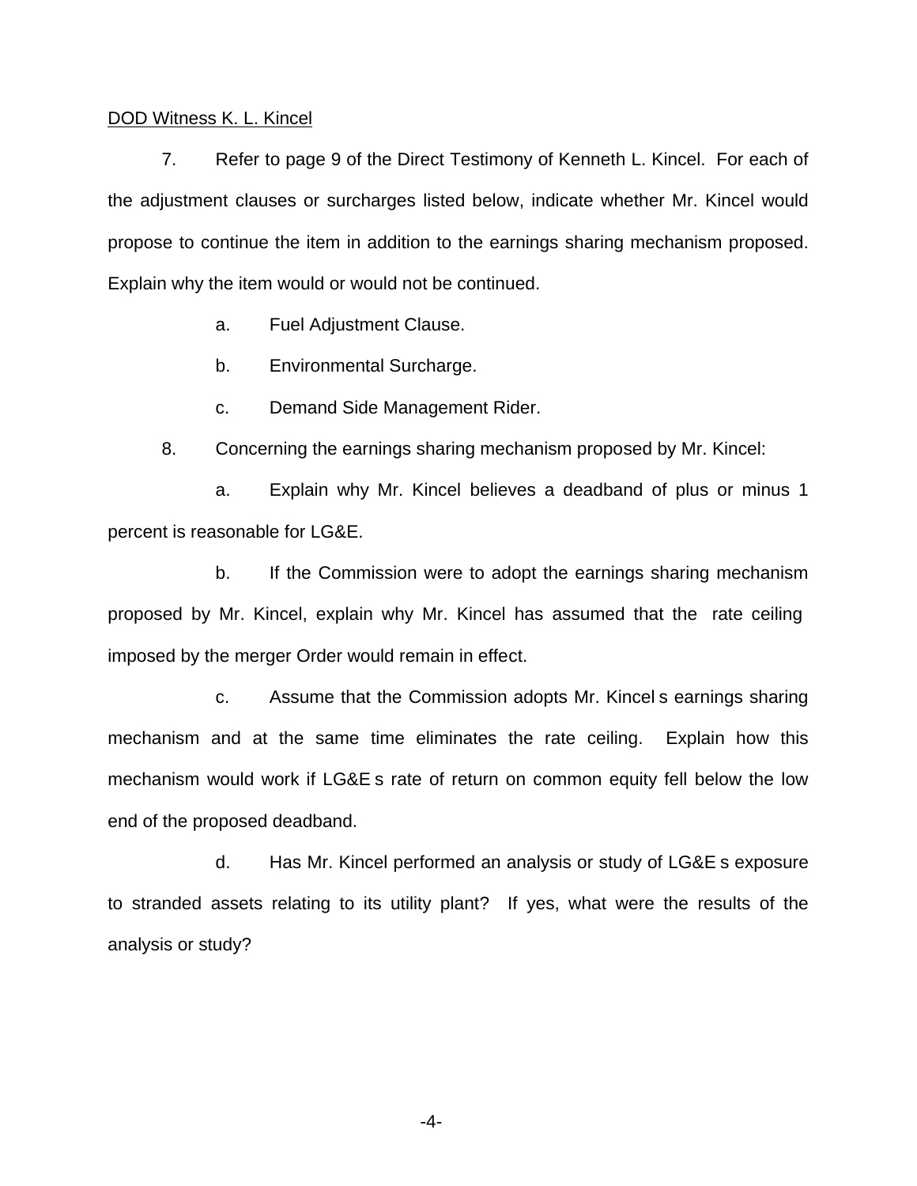DOD Witness K. L. Kincel

7. Refer to page 9 of the Direct Testimony of Kenneth L. Kincel. For each of the adjustment clauses or surcharges listed below, indicate whether Mr. Kincel would propose to continue the item in addition to the earnings sharing mechanism proposed. Explain why the item would or would not be continued.

a. Fuel Adjustment Clause.

b. Environmental Surcharge.

c. Demand Side Management Rider.

8. Concerning the earnings sharing mechanism proposed by Mr. Kincel:

a. Explain why Mr. Kincel believes a deadband of plus or minus 1 percent is reasonable for LG&E.

b. If the Commission were to adopt the earnings sharing mechanism proposed by Mr. Kincel, explain why Mr. Kincel has assumed that the rate ceiling imposed by the merger Order would remain in effect.

c. Assume that the Commission adopts Mr. Kincel s earnings sharing mechanism and at the same time eliminates the rate ceiling. Explain how this mechanism would work if LG&E s rate of return on common equity fell below the low end of the proposed deadband.

d. Has Mr. Kincel performed an analysis or study of LG&E s exposure to stranded assets relating to its utility plant? If yes, what were the results of the analysis or study?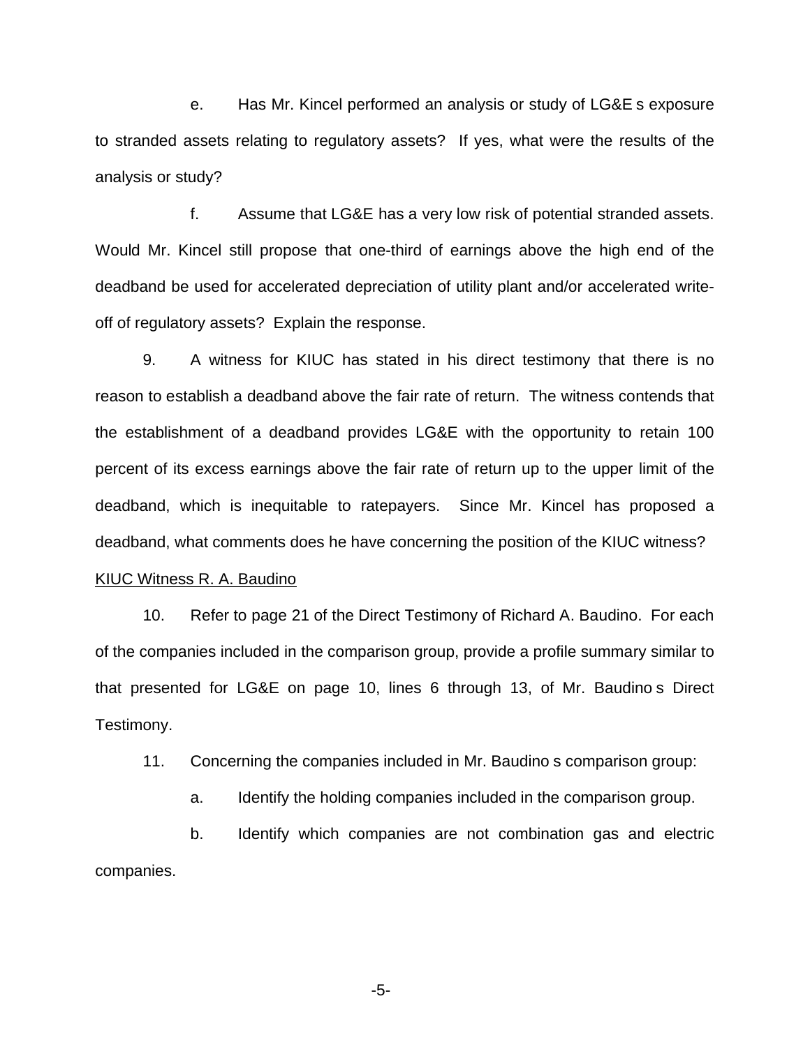e. Has Mr. Kincel performed an analysis or study of LG&E s exposure to stranded assets relating to regulatory assets? If yes, what were the results of the analysis or study?

f. Assume that LG&E has a very low risk of potential stranded assets. Would Mr. Kincel still propose that one-third of earnings above the high end of the deadband be used for accelerated depreciation of utility plant and/or accelerated write-off of regulatory assets? Explain the response.

9. A witness for KIUC has stated in his direct testimony that there is no reason to establish a deadband above the fair rate of return. The witness contends that the establishment of a deadband provides LG&E with the opportunity to retain 100 percent of its excess earnings above the fair rate of return up to the upper limit of the deadband, which is inequitable to ratepayers. Since Mr. Kincel has proposed a deadband, what comments does he have concerning the position of the KIUC witness?

<u>KIUC Witness R. A. Baudino</u>

10. Refer to page 21 of the Direct Testimony of Richard A. Baudino. For each of the companies included in the comparison group, provide a profile summary similar to that presented for LG&E on page 10, lines 6 through 13, of Mr. Baudino s Direct Testimony.

11. Concerning the companies included in Mr. Baudino s comparison group:

a. Identify the holding companies included in the comparison group.

b. Identify which companies are not combination gas and electric companies.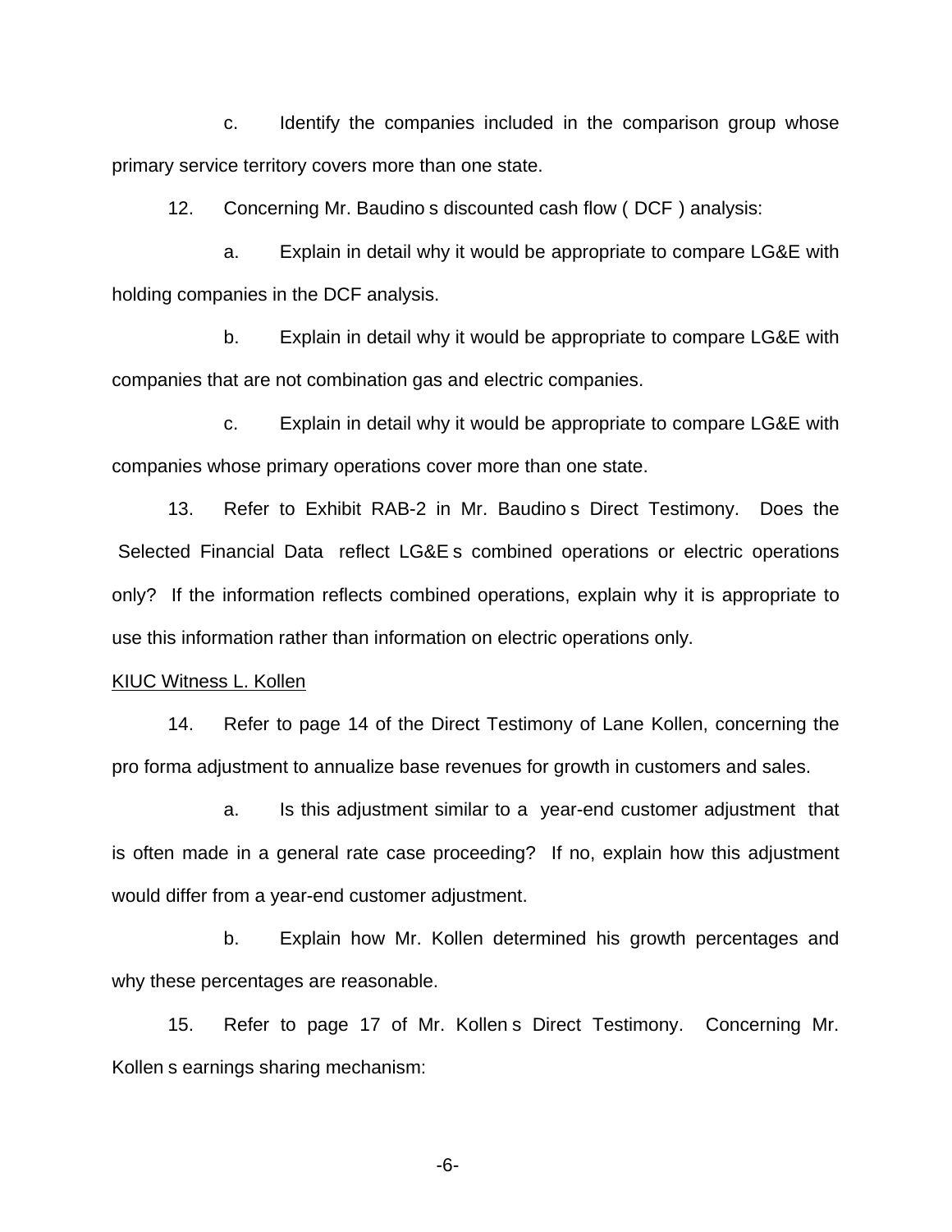c. Identify the companies included in the comparison group whose primary service territory covers more than one state.

12. Concerning Mr. Baudino s discounted cash flow ( DCF ) analysis:

a. Explain in detail why it would be appropriate to compare LG&E with holding companies in the DCF analysis.

b. Explain in detail why it would be appropriate to compare LG&E with companies that are not combination gas and electric companies.

c. Explain in detail why it would be appropriate to compare LG&E with companies whose primary operations cover more than one state.

13. Refer to Exhibit RAB-2 in Mr. Baudino s Direct Testimony. Does the Selected Financial Data reflect LG&E s combined operations or electric operations only? If the information reflects combined operations, explain why it is appropriate to use this information rather than information on electric operations only.

<u>KIUC Witness L. Kollen</u>

14. Refer to page 14 of the Direct Testimony of Lane Kollen, concerning the pro forma adjustment to annualize base revenues for growth in customers and sales.

a. Is this adjustment similar to a year-end customer adjustment that is often made in a general rate case proceeding? If no, explain how this adjustment would differ from a year-end customer adjustment.

b. Explain how Mr. Kollen determined his growth percentages and why these percentages are reasonable.

15. Refer to page 17 of Mr. Kollen s Direct Testimony. Concerning Mr. Kollen s earnings sharing mechanism: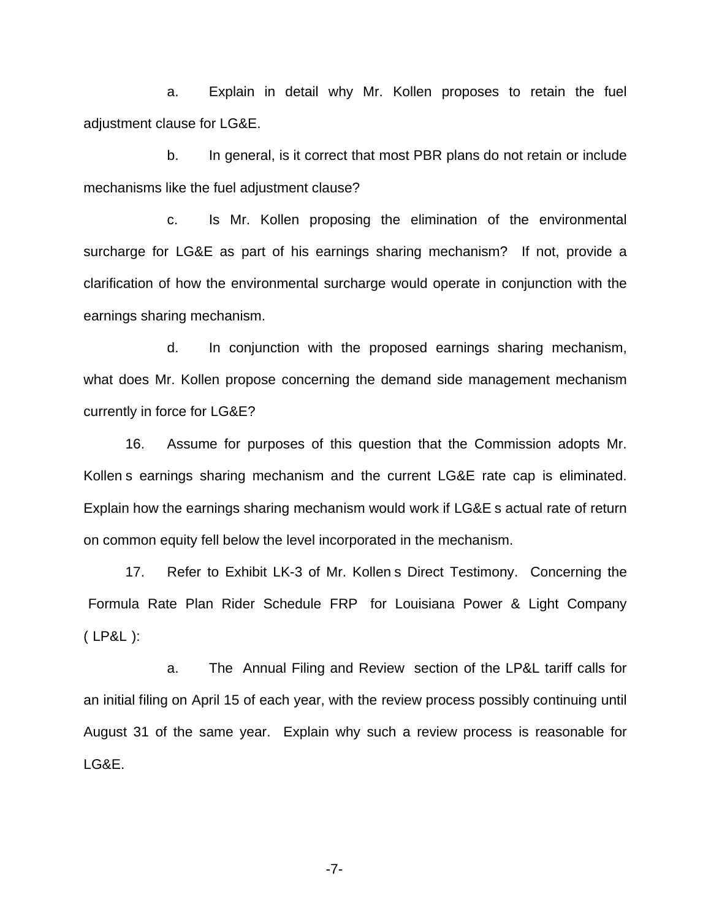a. Explain in detail why Mr. Kollen proposes to retain the fuel adjustment clause for LG&E.

b. In general, is it correct that most PBR plans do not retain or include mechanisms like the fuel adjustment clause?

c. Is Mr. Kollen proposing the elimination of the environmental surcharge for LG&E as part of his earnings sharing mechanism? If not, provide a clarification of how the environmental surcharge would operate in conjunction with the earnings sharing mechanism.

d. In conjunction with the proposed earnings sharing mechanism, what does Mr. Kollen propose concerning the demand side management mechanism currently in force for LG&E?

16. Assume for purposes of this question that the Commission adopts Mr. Kollen s earnings sharing mechanism and the current LG&E rate cap is eliminated. Explain how the earnings sharing mechanism would work if LG&E s actual rate of return on common equity fell below the level incorporated in the mechanism.

17. Refer to Exhibit LK-3 of Mr. Kollen s Direct Testimony. Concerning the Formula Rate Plan Rider Schedule FRP for Louisiana Power & Light Company ( LP&L ):

a. The Annual Filing and Review section of the LP&L tariff calls for an initial filing on April 15 of each year, with the review process possibly continuing until August 31 of the same year. Explain why such a review process is reasonable for LG&E.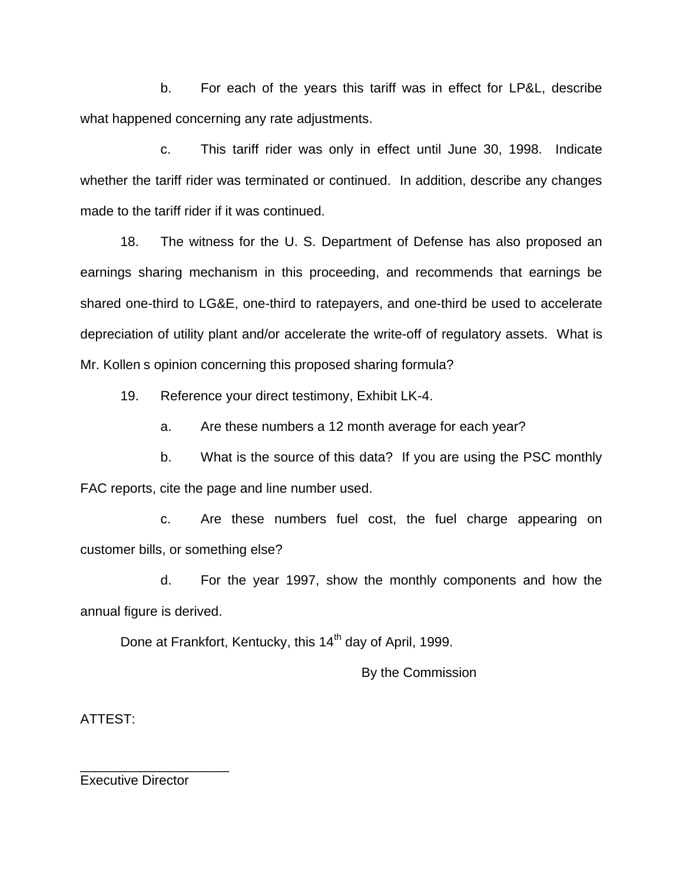b. For each of the years this tariff was in effect for LP&L, describe what happened concerning any rate adjustments.

c. This tariff rider was only in effect until June 30, 1998. Indicate whether the tariff rider was terminated or continued. In addition, describe any changes made to the tariff rider if it was continued.

18. The witness for the U. S. Department of Defense has also proposed an earnings sharing mechanism in this proceeding, and recommends that earnings be shared one-third to LG&E, one-third to ratepayers, and one-third be used to accelerate depreciation of utility plant and/or accelerate the write-off of regulatory assets. What is Mr. Kollen s opinion concerning this proposed sharing formula?

19. Reference your direct testimony, Exhibit LK-4.

a. Are these numbers a 12 month average for each year?

b. What is the source of this data? If you are using the PSC monthly FAC reports, cite the page and line number used.

c. Are these numbers fuel cost, the fuel charge appearing on customer bills, or something else?

d. For the year 1997, show the monthly components and how the annual figure is derived.

Done at Frankfort, Kentucky, this 14th day of April, 1999.

By the Commission

ATTEST:

____________________
Executive Director